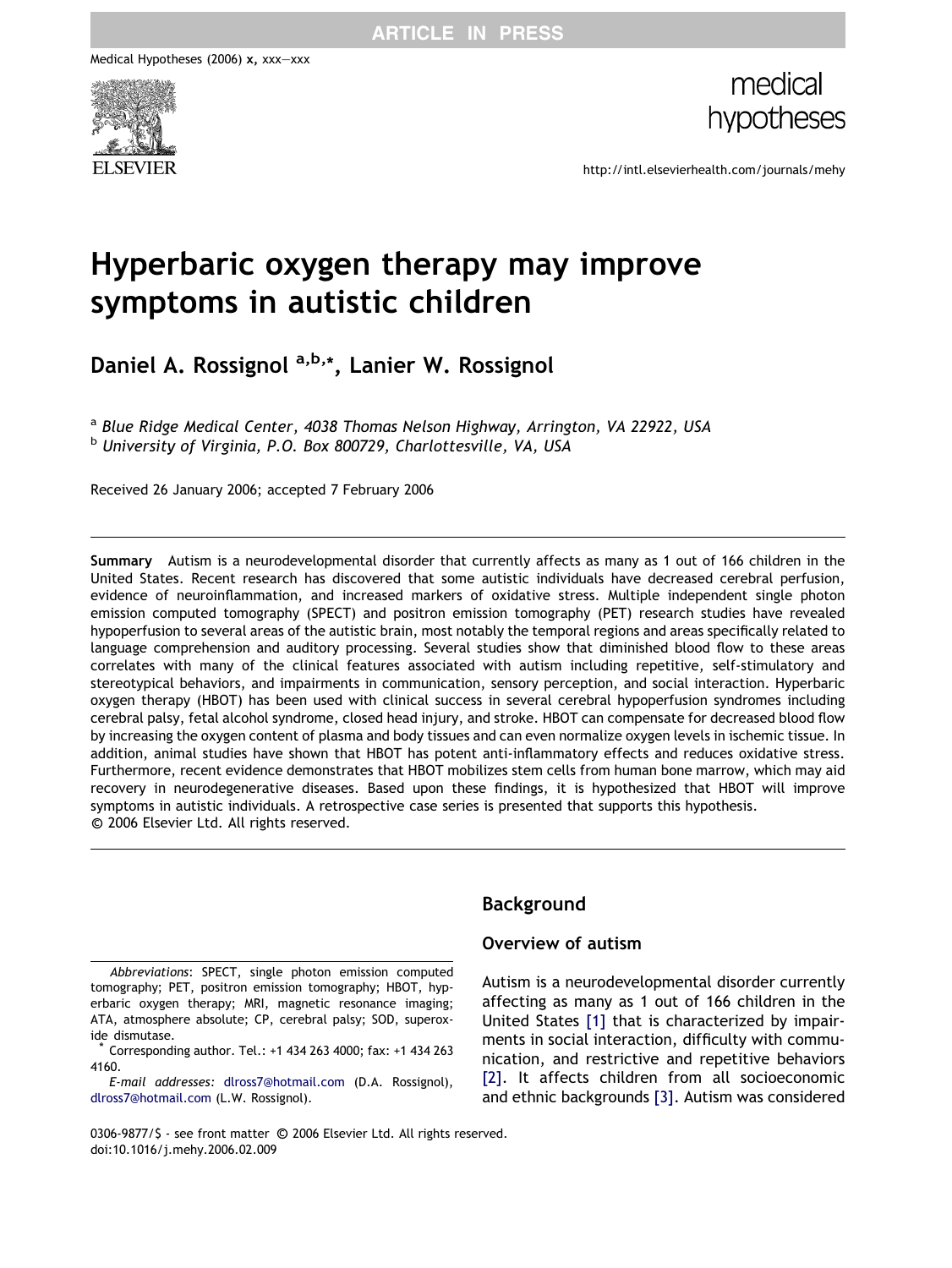# Hyperbaric oxygen therapy may improve symptoms in autistic children

**Daniel A. Rossignol** [a,b,*], **Lanier W. Rossignol**

[a] *Blue Ridge Medical Center, 4038 Thomas Nelson Highway, Arrington, VA 22922, USA*
[b] *University of Virginia, P.O. Box 800729, Charlottesville, VA, USA*

Received 26 January 2006; accepted 7 February 2006

**Summary** Autism is a neurodevelopmental disorder that currently affects as many as 1 out of 166 children in the United States. Recent research has discovered that some autistic individuals have decreased cerebral perfusion, evidence of neuroinflammation, and increased markers of oxidative stress. Multiple independent single photon emission computed tomography (SPECT) and positron emission tomography (PET) research studies have revealed hypoperfusion to several areas of the autistic brain, most notably the temporal regions and areas specifically related to language comprehension and auditory processing. Several studies show that diminished blood flow to these areas correlates with many of the clinical features associated with autism including repetitive, self-stimulatory and stereotypical behaviors, and impairments in communication, sensory perception, and social interaction. Hyperbaric oxygen therapy (HBOT) has been used with clinical success in several cerebral hypoperfusion syndromes including cerebral palsy, fetal alcohol syndrome, closed head injury, and stroke. HBOT can compensate for decreased blood flow by increasing the oxygen content of plasma and body tissues and can even normalize oxygen levels in ischemic tissue. In addition, animal studies have shown that HBOT has potent anti-inflammatory effects and reduces oxidative stress. Furthermore, recent evidence demonstrates that HBOT mobilizes stem cells from human bone marrow, which may aid recovery in neurodegenerative diseases. Based upon these findings, it is hypothesized that HBOT will improve symptoms in autistic individuals. A retrospective case series is presented that supports this hypothesis.
© 2006 Elsevier Ltd. All rights reserved.

## Background

### Overview of autism

Autism is a neurodevelopmental disorder currently affecting as many as 1 out of 166 children in the United States [1] that is characterized by impairments in social interaction, difficulty with communication, and restrictive and repetitive behaviors [2]. It affects children from all socioeconomic and ethnic backgrounds [3]. Autism was considered

*Abbreviations:* SPECT, single photon emission computed tomography; PET, positron emission tomography; HBOT, hyperbaric oxygen therapy; MRI, magnetic resonance imaging; ATA, atmosphere absolute; CP, cerebral palsy; SOD, superoxide dismutase.

\* Corresponding author. Tel.: +1 434 263 4000; fax: +1 434 263 4160.

*E-mail addresses:* dlross7@hotmail.com (D.A. Rossignol), dlross7@hotmail.com (L.W. Rossignol).

0306-9877/$ - see front matter © 2006 Elsevier Ltd. All rights reserved.
doi:10.1016/j.mehy.2006.02.009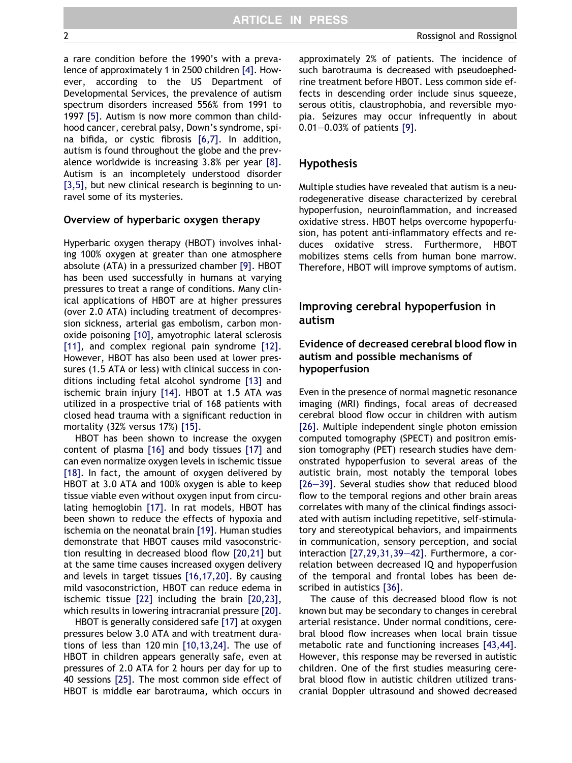a rare condition before the 1990's with a prevalence of approximately 1 in 2500 children [4]. However, according to the US Department of Developmental Services, the prevalence of autism spectrum disorders increased 556% from 1991 to 1997 [5]. Autism is now more common than childhood cancer, cerebral palsy, Down's syndrome, spina bifida, or cystic fibrosis [6,7]. In addition, autism is found throughout the globe and the prevalence worldwide is increasing 3.8% per year [8]. Autism is an incompletely understood disorder [3,5], but new clinical research is beginning to unravel some of its mysteries.

### Overview of hyperbaric oxygen therapy

Hyperbaric oxygen therapy (HBOT) involves inhaling 100% oxygen at greater than one atmosphere absolute (ATA) in a pressurized chamber [9]. HBOT has been used successfully in humans at varying pressures to treat a range of conditions. Many clinical applications of HBOT are at higher pressures (over 2.0 ATA) including treatment of decompression sickness, arterial gas embolism, carbon monoxide poisoning [10], amyotrophic lateral sclerosis [11], and complex regional pain syndrome [12]. However, HBOT has also been used at lower pressures (1.5 ATA or less) with clinical success in conditions including fetal alcohol syndrome [13] and ischemic brain injury [14]. HBOT at 1.5 ATA was utilized in a prospective trial of 168 patients with closed head trauma with a significant reduction in mortality (32% versus 17%) [15].

HBOT has been shown to increase the oxygen content of plasma [16] and body tissues [17] and can even normalize oxygen levels in ischemic tissue [18]. In fact, the amount of oxygen delivered by HBOT at 3.0 ATA and 100% oxygen is able to keep tissue viable even without oxygen input from circulating hemoglobin [17]. In rat models, HBOT has been shown to reduce the effects of hypoxia and ischemia on the neonatal brain [19]. Human studies demonstrate that HBOT causes mild vasoconstriction resulting in decreased blood flow [20,21] but at the same time causes increased oxygen delivery and levels in target tissues [16,17,20]. By causing mild vasoconstriction, HBOT can reduce edema in ischemic tissue [22] including the brain [20,23], which results in lowering intracranial pressure [20].

HBOT is generally considered safe [17] at oxygen pressures below 3.0 ATA and with treatment durations of less than 120 min [10,13,24]. The use of HBOT in children appears generally safe, even at pressures of 2.0 ATA for 2 hours per day for up to 40 sessions [25]. The most common side effect of HBOT is middle ear barotrauma, which occurs in approximately 2% of patients. The incidence of such barotrauma is decreased with pseudoephedrine treatment before HBOT. Less common side effects in descending order include sinus squeeze, serous otitis, claustrophobia, and reversible myopia. Seizures may occur infrequently in about 0.01–0.03% of patients [9].

## Hypothesis

Multiple studies have revealed that autism is a neurodegenerative disease characterized by cerebral hypoperfusion, neuroinflammation, and increased oxidative stress. HBOT helps overcome hypoperfusion, has potent anti-inflammatory effects and reduces oxidative stress. Furthermore, HBOT mobilizes stems cells from human bone marrow. Therefore, HBOT will improve symptoms of autism.

## Improving cerebral hypoperfusion in autism

### Evidence of decreased cerebral blood flow in autism and possible mechanisms of hypoperfusion

Even in the presence of normal magnetic resonance imaging (MRI) findings, focal areas of decreased cerebral blood flow occur in children with autism [26]. Multiple independent single photon emission computed tomography (SPECT) and positron emission tomography (PET) research studies have demonstrated hypoperfusion to several areas of the autistic brain, most notably the temporal lobes [26–39]. Several studies show that reduced blood flow to the temporal regions and other brain areas correlates with many of the clinical findings associated with autism including repetitive, self-stimulatory and stereotypical behaviors, and impairments in communication, sensory perception, and social interaction [27,29,31,39–42]. Furthermore, a correlation between decreased IQ and hypoperfusion of the temporal and frontal lobes has been described in autistics [36].

The cause of this decreased blood flow is not known but may be secondary to changes in cerebral arterial resistance. Under normal conditions, cerebral blood flow increases when local brain tissue metabolic rate and functioning increases [43,44]. However, this response may be reversed in autistic children. One of the first studies measuring cerebral blood flow in autistic children utilized transcranial Doppler ultrasound and showed decreased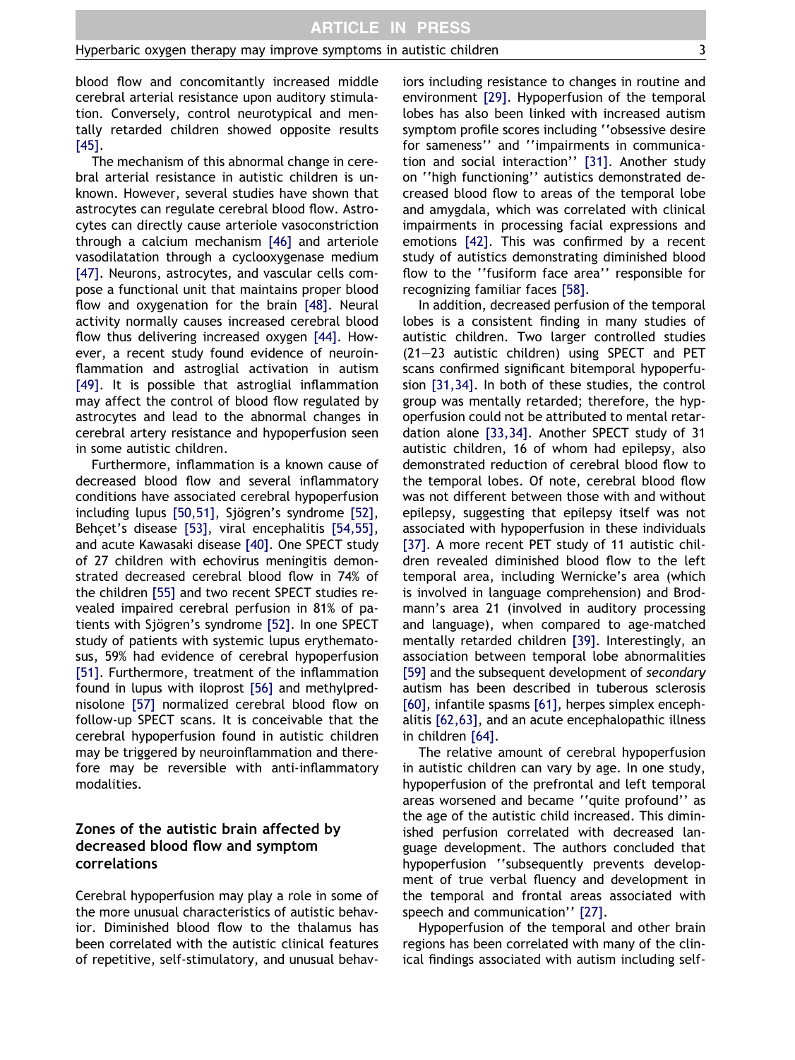blood flow and concomitantly increased middle cerebral arterial resistance upon auditory stimulation. Conversely, control neurotypical and mentally retarded children showed opposite results [45].

The mechanism of this abnormal change in cerebral arterial resistance in autistic children is unknown. However, several studies have shown that astrocytes can regulate cerebral blood flow. Astrocytes can directly cause arteriole vasoconstriction through a calcium mechanism [46] and arteriole vasodilatation through a cyclooxygenase medium [47]. Neurons, astrocytes, and vascular cells compose a functional unit that maintains proper blood flow and oxygenation for the brain [48]. Neural activity normally causes increased cerebral blood flow thus delivering increased oxygen [44]. However, a recent study found evidence of neuroinflammation and astroglial activation in autism [49]. It is possible that astroglial inflammation may affect the control of blood flow regulated by astrocytes and lead to the abnormal changes in cerebral artery resistance and hypoperfusion seen in some autistic children.

Furthermore, inflammation is a known cause of decreased blood flow and several inflammatory conditions have associated cerebral hypoperfusion including lupus [50,51], Sjögren's syndrome [52], Behçet's disease [53], viral encephalitis [54,55], and acute Kawasaki disease [40]. One SPECT study of 27 children with echovirus meningitis demonstrated decreased cerebral blood flow in 74% of the children [55] and two recent SPECT studies revealed impaired cerebral perfusion in 81% of patients with Sjögren's syndrome [52]. In one SPECT study of patients with systemic lupus erythematosus, 59% had evidence of cerebral hypoperfusion [51]. Furthermore, treatment of the inflammation found in lupus with iloprost [56] and methylprednisolone [57] normalized cerebral blood flow on follow-up SPECT scans. It is conceivable that the cerebral hypoperfusion found in autistic children may be triggered by neuroinflammation and therefore may be reversible with anti-inflammatory modalities.

## Zones of the autistic brain affected by decreased blood flow and symptom correlations

Cerebral hypoperfusion may play a role in some of the more unusual characteristics of autistic behavior. Diminished blood flow to the thalamus has been correlated with the autistic clinical features of repetitive, self-stimulatory, and unusual behaviors including resistance to changes in routine and environment [29]. Hypoperfusion of the temporal lobes has also been linked with increased autism symptom profile scores including ''obsessive desire for sameness'' and ''impairments in communication and social interaction'' [31]. Another study on ''high functioning'' autistics demonstrated decreased blood flow to areas of the temporal lobe and amygdala, which was correlated with clinical impairments in processing facial expressions and emotions [42]. This was confirmed by a recent study of autistics demonstrating diminished blood flow to the ''fusiform face area'' responsible for recognizing familiar faces [58].

In addition, decreased perfusion of the temporal lobes is a consistent finding in many studies of autistic children. Two larger controlled studies (21–23 autistic children) using SPECT and PET scans confirmed significant bitemporal hypoperfusion [31,34]. In both of these studies, the control group was mentally retarded; therefore, the hypoperfusion could not be attributed to mental retardation alone [33,34]. Another SPECT study of 31 autistic children, 16 of whom had epilepsy, also demonstrated reduction of cerebral blood flow to the temporal lobes. Of note, cerebral blood flow was not different between those with and without epilepsy, suggesting that epilepsy itself was not associated with hypoperfusion in these individuals [37]. A more recent PET study of 11 autistic children revealed diminished blood flow to the left temporal area, including Wernicke's area (which is involved in language comprehension) and Brodmann's area 21 (involved in auditory processing and language), when compared to age-matched mentally retarded children [39]. Interestingly, an association between temporal lobe abnormalities [59] and the subsequent development of *secondary* autism has been described in tuberous sclerosis [60], infantile spasms [61], herpes simplex encephalitis [62,63], and an acute encephalopathic illness in children [64].

The relative amount of cerebral hypoperfusion in autistic children can vary by age. In one study, hypoperfusion of the prefrontal and left temporal areas worsened and became ''quite profound'' as the age of the autistic child increased. This diminished perfusion correlated with decreased language development. The authors concluded that hypoperfusion ''subsequently prevents development of true verbal fluency and development in the temporal and frontal areas associated with speech and communication'' [27].

Hypoperfusion of the temporal and other brain regions has been correlated with many of the clinical findings associated with autism including self-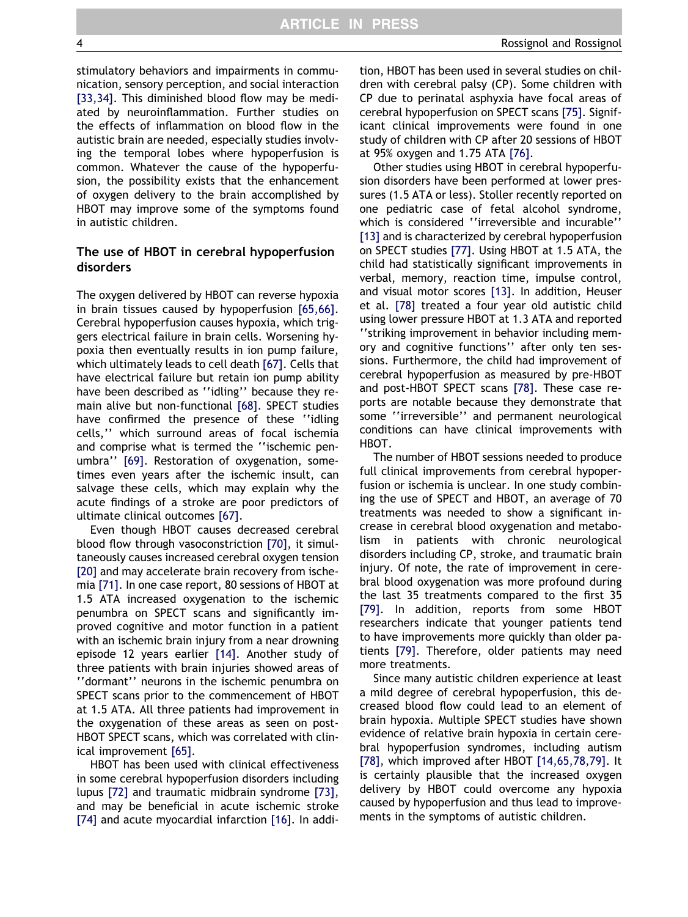stimulatory behaviors and impairments in communication, sensory perception, and social interaction [33,34]. This diminished blood flow may be mediated by neuroinflammation. Further studies on the effects of inflammation on blood flow in the autistic brain are needed, especially studies involving the temporal lobes where hypoperfusion is common. Whatever the cause of the hypoperfusion, the possibility exists that the enhancement of oxygen delivery to the brain accomplished by HBOT may improve some of the symptoms found in autistic children.

## The use of HBOT in cerebral hypoperfusion disorders

The oxygen delivered by HBOT can reverse hypoxia in brain tissues caused by hypoperfusion [65,66]. Cerebral hypoperfusion causes hypoxia, which triggers electrical failure in brain cells. Worsening hypoxia then eventually results in ion pump failure, which ultimately leads to cell death [67]. Cells that have electrical failure but retain ion pump ability have been described as ''idling'' because they remain alive but non-functional [68]. SPECT studies have confirmed the presence of these ''idling cells,'' which surround areas of focal ischemia and comprise what is termed the ''ischemic penumbra'' [69]. Restoration of oxygenation, sometimes even years after the ischemic insult, can salvage these cells, which may explain why the acute findings of a stroke are poor predictors of ultimate clinical outcomes [67].

Even though HBOT causes decreased cerebral blood flow through vasoconstriction [70], it simultaneously causes increased cerebral oxygen tension [20] and may accelerate brain recovery from ischemia [71]. In one case report, 80 sessions of HBOT at 1.5 ATA increased oxygenation to the ischemic penumbra on SPECT scans and significantly improved cognitive and motor function in a patient with an ischemic brain injury from a near drowning episode 12 years earlier [14]. Another study of three patients with brain injuries showed areas of ''dormant'' neurons in the ischemic penumbra on SPECT scans prior to the commencement of HBOT at 1.5 ATA. All three patients had improvement in the oxygenation of these areas as seen on post-HBOT SPECT scans, which was correlated with clinical improvement [65].

HBOT has been used with clinical effectiveness in some cerebral hypoperfusion disorders including lupus [72] and traumatic midbrain syndrome [73], and may be beneficial in acute ischemic stroke [74] and acute myocardial infarction [16]. In addition, HBOT has been used in several studies on children with cerebral palsy (CP). Some children with CP due to perinatal asphyxia have focal areas of cerebral hypoperfusion on SPECT scans [75]. Significant clinical improvements were found in one study of children with CP after 20 sessions of HBOT at 95% oxygen and 1.75 ATA [76].

Other studies using HBOT in cerebral hypoperfusion disorders have been performed at lower pressures (1.5 ATA or less). Stoller recently reported on one pediatric case of fetal alcohol syndrome, which is considered ''irreversible and incurable'' [13] and is characterized by cerebral hypoperfusion on SPECT studies [77]. Using HBOT at 1.5 ATA, the child had statistically significant improvements in verbal, memory, reaction time, impulse control, and visual motor scores [13]. In addition, Heuser et al. [78] treated a four year old autistic child using lower pressure HBOT at 1.3 ATA and reported ''striking improvement in behavior including memory and cognitive functions'' after only ten sessions. Furthermore, the child had improvement of cerebral hypoperfusion as measured by pre-HBOT and post-HBOT SPECT scans [78]. These case reports are notable because they demonstrate that some ''irreversible'' and permanent neurological conditions can have clinical improvements with HBOT.

The number of HBOT sessions needed to produce full clinical improvements from cerebral hypoperfusion or ischemia is unclear. In one study combining the use of SPECT and HBOT, an average of 70 treatments was needed to show a significant increase in cerebral blood oxygenation and metabolism in patients with chronic neurological disorders including CP, stroke, and traumatic brain injury. Of note, the rate of improvement in cerebral blood oxygenation was more profound during the last 35 treatments compared to the first 35 [79]. In addition, reports from some HBOT researchers indicate that younger patients tend to have improvements more quickly than older patients [79]. Therefore, older patients may need more treatments.

Since many autistic children experience at least a mild degree of cerebral hypoperfusion, this decreased blood flow could lead to an element of brain hypoxia. Multiple SPECT studies have shown evidence of relative brain hypoxia in certain cerebral hypoperfusion syndromes, including autism [78], which improved after HBOT [14,65,78,79]. It is certainly plausible that the increased oxygen delivery by HBOT could overcome any hypoxia caused by hypoperfusion and thus lead to improvements in the symptoms of autistic children.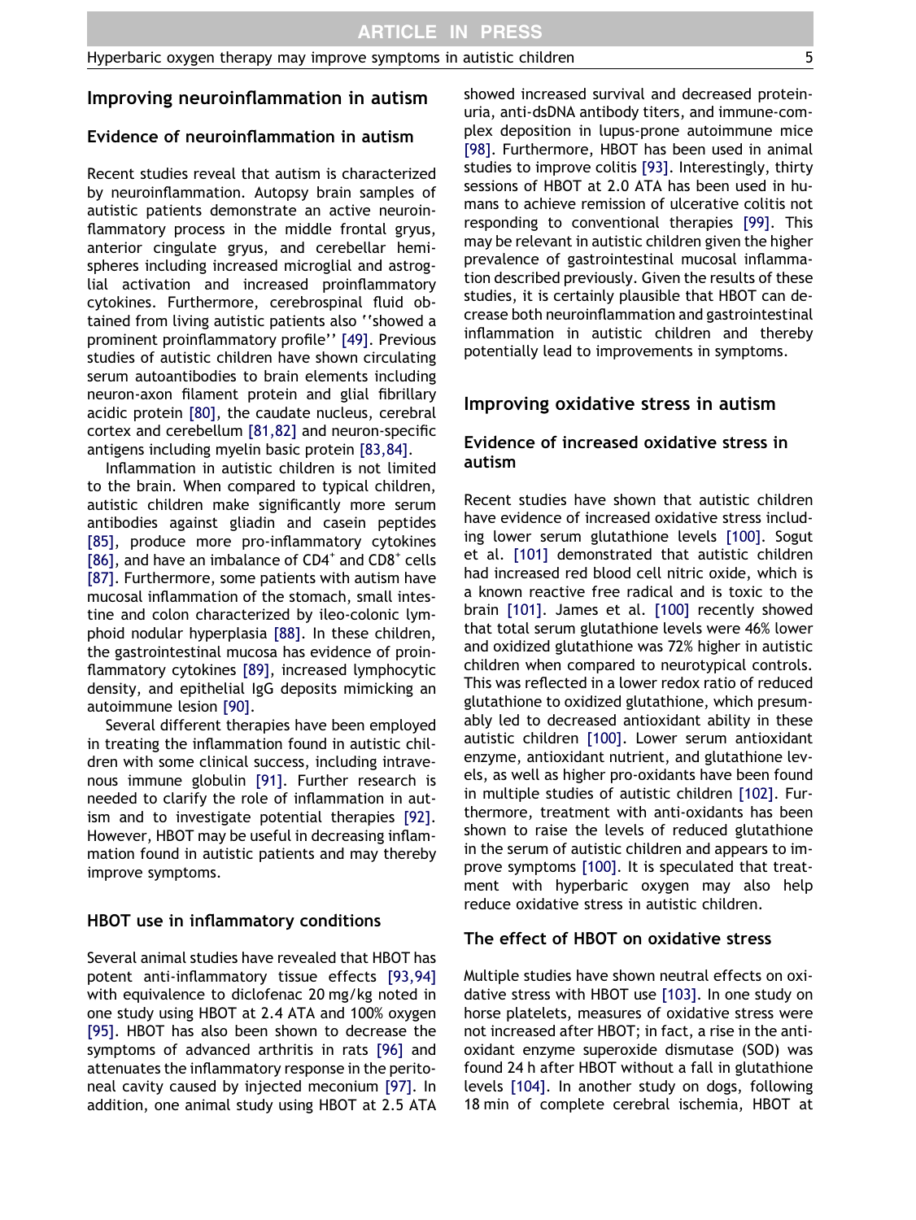## Improving neuroinflammation in autism

### Evidence of neuroinflammation in autism

Recent studies reveal that autism is characterized by neuroinflammation. Autopsy brain samples of autistic patients demonstrate an active neuroinflammatory process in the middle frontal gryus, anterior cingulate gryus, and cerebellar hemispheres including increased microglial and astroglial activation and increased proinflammatory cytokines. Furthermore, cerebrospinal fluid obtained from living autistic patients also ''showed a prominent proinflammatory profile'' [49]. Previous studies of autistic children have shown circulating serum autoantibodies to brain elements including neuron-axon filament protein and glial fibrillary acidic protein [80], the caudate nucleus, cerebral cortex and cerebellum [81,82] and neuron-specific antigens including myelin basic protein [83,84].

Inflammation in autistic children is not limited to the brain. When compared to typical children, autistic children make significantly more serum antibodies against gliadin and casein peptides [85], produce more pro-inflammatory cytokines [86], and have an imbalance of $CD4^{+}$ and $CD8^{+}$ cells [87]. Furthermore, some patients with autism have mucosal inflammation of the stomach, small intestine and colon characterized by ileo-colonic lymphoid nodular hyperplasia [88]. In these children, the gastrointestinal mucosa has evidence of proinflammatory cytokines [89], increased lymphocytic density, and epithelial IgG deposits mimicking an autoimmune lesion [90].

Several different therapies have been employed in treating the inflammation found in autistic children with some clinical success, including intravenous immune globulin [91]. Further research is needed to clarify the role of inflammation in autism and to investigate potential therapies [92]. However, HBOT may be useful in decreasing inflammation found in autistic patients and may thereby improve symptoms.

### HBOT use in inflammatory conditions

Several animal studies have revealed that HBOT has potent anti-inflammatory tissue effects [93,94] with equivalence to diclofenac 20 mg/kg noted in one study using HBOT at 2.4 ATA and 100% oxygen [95]. HBOT has also been shown to decrease the symptoms of advanced arthritis in rats [96] and attenuates the inflammatory response in the peritoneal cavity caused by injected meconium [97]. In addition, one animal study using HBOT at 2.5 ATA showed increased survival and decreased proteinuria, anti-dsDNA antibody titers, and immune-complex deposition in lupus-prone autoimmune mice [98]. Furthermore, HBOT has been used in animal studies to improve colitis [93]. Interestingly, thirty sessions of HBOT at 2.0 ATA has been used in humans to achieve remission of ulcerative colitis not responding to conventional therapies [99]. This may be relevant in autistic children given the higher prevalence of gastrointestinal mucosal inflammation described previously. Given the results of these studies, it is certainly plausible that HBOT can decrease both neuroinflammation and gastrointestinal inflammation in autistic children and thereby potentially lead to improvements in symptoms.

## Improving oxidative stress in autism

### Evidence of increased oxidative stress in autism

Recent studies have shown that autistic children have evidence of increased oxidative stress including lower serum glutathione levels [100]. Sogut et al. [101] demonstrated that autistic children had increased red blood cell nitric oxide, which is a known reactive free radical and is toxic to the brain [101]. James et al. [100] recently showed that total serum glutathione levels were 46% lower and oxidized glutathione was 72% higher in autistic children when compared to neurotypical controls. This was reflected in a lower redox ratio of reduced glutathione to oxidized glutathione, which presumably led to decreased antioxidant ability in these autistic children [100]. Lower serum antioxidant enzyme, antioxidant nutrient, and glutathione levels, as well as higher pro-oxidants have been found in multiple studies of autistic children [102]. Furthermore, treatment with anti-oxidants has been shown to raise the levels of reduced glutathione in the serum of autistic children and appears to improve symptoms [100]. It is speculated that treatment with hyperbaric oxygen may also help reduce oxidative stress in autistic children.

### The effect of HBOT on oxidative stress

Multiple studies have shown neutral effects on oxidative stress with HBOT use [103]. In one study on horse platelets, measures of oxidative stress were not increased after HBOT; in fact, a rise in the antioxidant enzyme superoxide dismutase (SOD) was found 24 h after HBOT without a fall in glutathione levels [104]. In another study on dogs, following 18 min of complete cerebral ischemia, HBOT at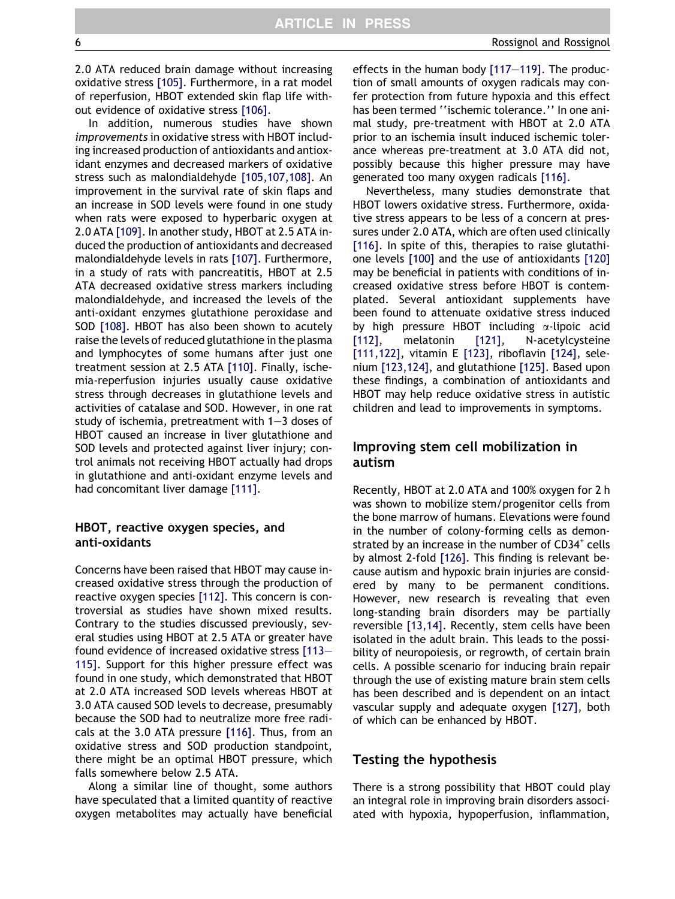2.0 ATA reduced brain damage without increasing oxidative stress [105]. Furthermore, in a rat model of reperfusion, HBOT extended skin flap life without evidence of oxidative stress [106].

In addition, numerous studies have shown *improvements* in oxidative stress with HBOT including increased production of antioxidants and antioxidant enzymes and decreased markers of oxidative stress such as malondialdehyde [105,107,108]. An improvement in the survival rate of skin flaps and an increase in SOD levels were found in one study when rats were exposed to hyperbaric oxygen at 2.0 ATA [109]. In another study, HBOT at 2.5 ATA induced the production of antioxidants and decreased malondialdehyde levels in rats [107]. Furthermore, in a study of rats with pancreatitis, HBOT at 2.5 ATA decreased oxidative stress markers including malondialdehyde, and increased the levels of the anti-oxidant enzymes glutathione peroxidase and SOD [108]. HBOT has also been shown to acutely raise the levels of reduced glutathione in the plasma and lymphocytes of some humans after just one treatment session at 2.5 ATA [110]. Finally, ischemia-reperfusion injuries usually cause oxidative stress through decreases in glutathione levels and activities of catalase and SOD. However, in one rat study of ischemia, pretreatment with 1–3 doses of HBOT caused an increase in liver glutathione and SOD levels and protected against liver injury; control animals not receiving HBOT actually had drops in glutathione and anti-oxidant enzyme levels and had concomitant liver damage [111].

## HBOT, reactive oxygen species, and anti-oxidants

Concerns have been raised that HBOT may cause increased oxidative stress through the production of reactive oxygen species [112]. This concern is controversial as studies have shown mixed results. Contrary to the studies discussed previously, several studies using HBOT at 2.5 ATA or greater have found evidence of increased oxidative stress [113–115]. Support for this higher pressure effect was found in one study, which demonstrated that HBOT at 2.0 ATA increased SOD levels whereas HBOT at 3.0 ATA caused SOD levels to decrease, presumably because the SOD had to neutralize more free radicals at the 3.0 ATA pressure [116]. Thus, from an oxidative stress and SOD production standpoint, there might be an optimal HBOT pressure, which falls somewhere below 2.5 ATA.

Along a similar line of thought, some authors have speculated that a limited quantity of reactive oxygen metabolites may actually have beneficial effects in the human body [117–119]. The production of small amounts of oxygen radicals may confer protection from future hypoxia and this effect has been termed ''ischemic tolerance.'' In one animal study, pre-treatment with HBOT at 2.0 ATA prior to an ischemia insult induced ischemic tolerance whereas pre-treatment at 3.0 ATA did not, possibly because this higher pressure may have generated too many oxygen radicals [116].

Nevertheless, many studies demonstrate that HBOT lowers oxidative stress. Furthermore, oxidative stress appears to be less of a concern at pressures under 2.0 ATA, which are often used clinically [116]. In spite of this, therapies to raise glutathione levels [100] and the use of antioxidants [120] may be beneficial in patients with conditions of increased oxidative stress before HBOT is contemplated. Several antioxidant supplements have been found to attenuate oxidative stress induced by high pressure HBOT including $\alpha$-lipoic acid [112], melatonin [121], N-acetylcysteine [111,122], vitamin E [123], riboflavin [124], selenium [123,124], and glutathione [125]. Based upon these findings, a combination of antioxidants and HBOT may help reduce oxidative stress in autistic children and lead to improvements in symptoms.

## Improving stem cell mobilization in autism

Recently, HBOT at 2.0 ATA and 100% oxygen for 2 h was shown to mobilize stem/progenitor cells from the bone marrow of humans. Elevations were found in the number of colony-forming cells as demonstrated by an increase in the number of $CD34^{+}$ cells by almost 2-fold [126]. This finding is relevant because autism and hypoxic brain injuries are considered by many to be permanent conditions. However, new research is revealing that even long-standing brain disorders may be partially reversible [13,14]. Recently, stem cells have been isolated in the adult brain. This leads to the possibility of neuropoiesis, or regrowth, of certain brain cells. A possible scenario for inducing brain repair through the use of existing mature brain stem cells has been described and is dependent on an intact vascular supply and adequate oxygen [127], both of which can be enhanced by HBOT.

## Testing the hypothesis

There is a strong possibility that HBOT could play an integral role in improving brain disorders associated with hypoxia, hypoperfusion, inflammation,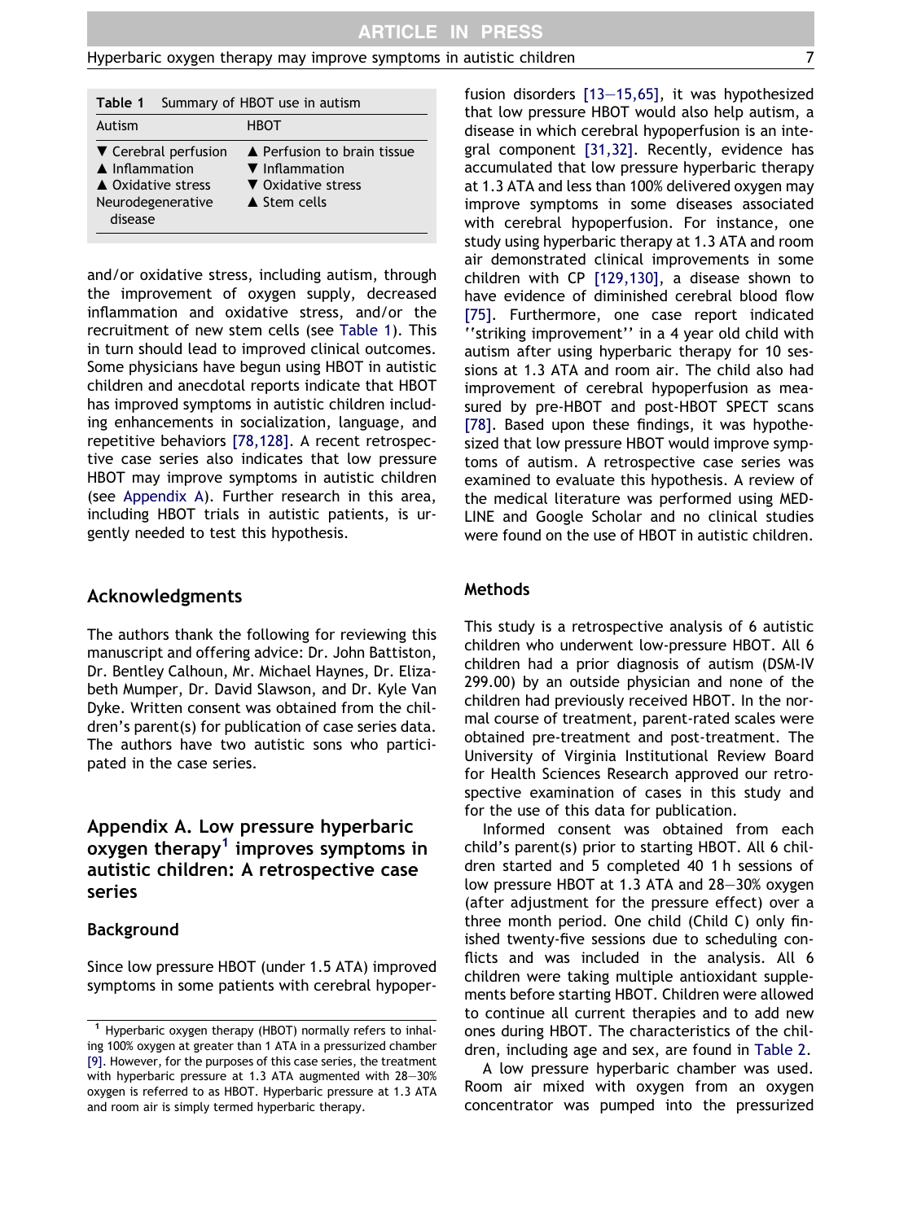Table 1 Summary of HBOT use in autism

| Autism | HBOT |
| --- | --- |
| ▼ Cerebral perfusion | ▲ Perfusion to brain tissue |
| ▲ Inflammation | ▼ Inflammation |
| ▲ Oxidative stress | ▼ Oxidative stress |
| Neurodegenerative disease | ▲ Stem cells |

and/or oxidative stress, including autism, through the improvement of oxygen supply, decreased inflammation and oxidative stress, and/or the recruitment of new stem cells (see Table 1). This in turn should lead to improved clinical outcomes. Some physicians have begun using HBOT in autistic children and anecdotal reports indicate that HBOT has improved symptoms in autistic children including enhancements in socialization, language, and repetitive behaviors [78,128]. A recent retrospective case series also indicates that low pressure HBOT may improve symptoms in autistic children (see Appendix A). Further research in this area, including HBOT trials in autistic patients, is urgently needed to test this hypothesis.

## Acknowledgments

The authors thank the following for reviewing this manuscript and offering advice: Dr. John Battiston, Dr. Bentley Calhoun, Mr. Michael Haynes, Dr. Elizabeth Mumper, Dr. David Slawson, and Dr. Kyle Van Dyke. Written consent was obtained from the children's parent(s) for publication of case series data. The authors have two autistic sons who participated in the case series.

## Appendix A. Low pressure hyperbaric oxygen therapy[1] improves symptoms in autistic children: A retrospective case series

### Background

Since low pressure HBOT (under 1.5 ATA) improved symptoms in some patients with cerebral hypoperfusion disorders [13–15,65], it was hypothesized that low pressure HBOT would also help autism, a disease in which cerebral hypoperfusion is an integral component [31,32]. Recently, evidence has accumulated that low pressure hyperbaric therapy at 1.3 ATA and less than 100% delivered oxygen may improve symptoms in some diseases associated with cerebral hypoperfusion. For instance, one study using hyperbaric therapy at 1.3 ATA and room air demonstrated clinical improvements in some children with CP [129,130], a disease shown to have evidence of diminished cerebral blood flow [75]. Furthermore, one case report indicated ''striking improvement'' in a 4 year old child with autism after using hyperbaric therapy for 10 sessions at 1.3 ATA and room air. The child also had improvement of cerebral hypoperfusion as measured by pre-HBOT and post-HBOT SPECT scans [78]. Based upon these findings, it was hypothesized that low pressure HBOT would improve symptoms of autism. A retrospective case series was examined to evaluate this hypothesis. A review of the medical literature was performed using MEDLINE and Google Scholar and no clinical studies were found on the use of HBOT in autistic children.

### Methods

This study is a retrospective analysis of 6 autistic children who underwent low-pressure HBOT. All 6 children had a prior diagnosis of autism (DSM-IV 299.00) by an outside physician and none of the children had previously received HBOT. In the normal course of treatment, parent-rated scales were obtained pre-treatment and post-treatment. The University of Virginia Institutional Review Board for Health Sciences Research approved our retrospective examination of cases in this study and for the use of this data for publication.

Informed consent was obtained from each child's parent(s) prior to starting HBOT. All 6 children started and 5 completed 40 1 h sessions of low pressure HBOT at 1.3 ATA and 28–30% oxygen (after adjustment for the pressure effect) over a three month period. One child (Child C) only finished twenty-five sessions due to scheduling conflicts and was included in the analysis. All 6 children were taking multiple antioxidant supplements before starting HBOT. Children were allowed to continue all current therapies and to add new ones during HBOT. The characteristics of the children, including age and sex, are found in Table 2.

A low pressure hyperbaric chamber was used. Room air mixed with oxygen from an oxygen concentrator was pumped into the pressurized

[1] Hyperbaric oxygen therapy (HBOT) normally refers to inhaling 100% oxygen at greater than 1 ATA in a pressurized chamber [9]. However, for the purposes of this case series, the treatment with hyperbaric pressure at 1.3 ATA augmented with 28–30% oxygen is referred to as HBOT. Hyperbaric pressure at 1.3 ATA and room air is simply termed hyperbaric therapy.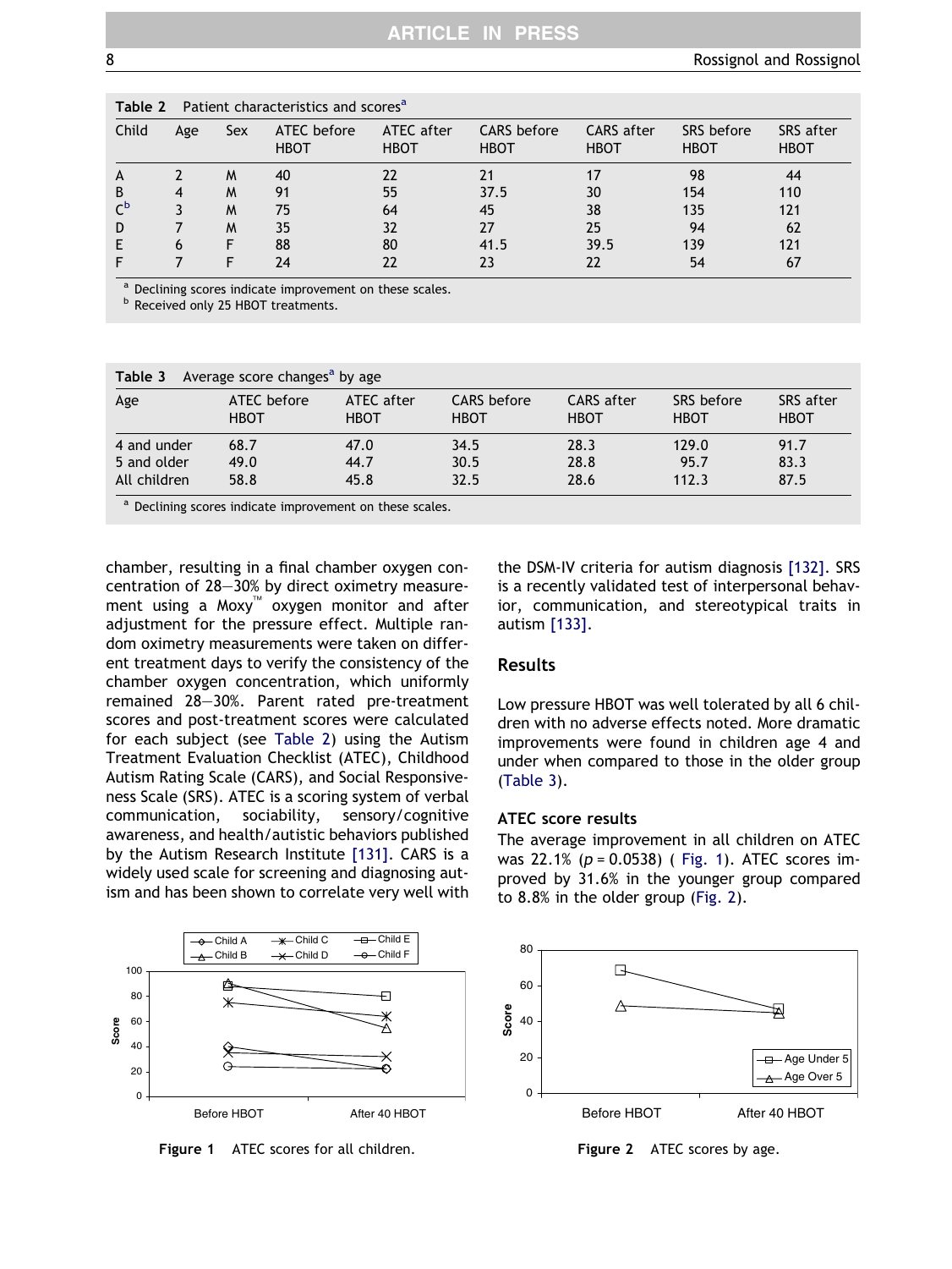**Table 2** Patient characteristics and scores[a]

| Child | Age | Sex | ATEC before HBOT | ATEC after HBOT | CARS before HBOT | CARS after HBOT | SRS before HBOT | SRS after HBOT |
|---|---|---|---|---|---|---|---|---|
| A | 2 | M | 40 | 22 | 21 | 17 | 98 | 44 |
| B | 4 | M | 91 | 55 | 37.5 | 30 | 154 | 110 |
| C[b] | 3 | M | 75 | 64 | 45 | 38 | 135 | 121 |
| D | 7 | M | 35 | 32 | 27 | 25 | 94 | 62 |
| E | 6 | F | 88 | 80 | 41.5 | 39.5 | 139 | 121 |
| F | 7 | F | 24 | 22 | 23 | 22 | 54 | 67 |

[a] Declining scores indicate improvement on these scales.
[b] Received only 25 HBOT treatments.

**Table 3** Average score changes[a] by age

| Age | ATEC before HBOT | ATEC after HBOT | CARS before HBOT | CARS after HBOT | SRS before HBOT | SRS after HBOT |
|---|---|---|---|---|---|---|
| 4 and under | 68.7 | 47.0 | 34.5 | 28.3 | 129.0 | 91.7 |
| 5 and older | 49.0 | 44.7 | 30.5 | 28.8 | 95.7 | 83.3 |
| All children | 58.8 | 45.8 | 32.5 | 28.6 | 112.3 | 87.5 |

[a] Declining scores indicate improvement on these scales.

chamber, resulting in a final chamber oxygen concentration of 28–30% by direct oximetry measurement using a Moxy™ oxygen monitor and after adjustment for the pressure effect. Multiple random oximetry measurements were taken on different treatment days to verify the consistency of the chamber oxygen concentration, which uniformly remained 28–30%. Parent rated pre-treatment scores and post-treatment scores were calculated for each subject (see Table 2) using the Autism Treatment Evaluation Checklist (ATEC), Childhood Autism Rating Scale (CARS), and Social Responsiveness Scale (SRS). ATEC is a scoring system of verbal communication, sociability, sensory/cognitive awareness, and health/autistic behaviors published by the Autism Research Institute [131]. CARS is a widely used scale for screening and diagnosing autism and has been shown to correlate very well with the DSM-IV criteria for autism diagnosis [132]. SRS is a recently validated test of interpersonal behavior, communication, and stereotypical traits in autism [133].

## Results

Low pressure HBOT was well tolerated by all 6 children with no adverse effects noted. More dramatic improvements were found in children age 4 and under when compared to those in the older group (Table 3).

### ATEC score results

The average improvement in all children on ATEC was 22.1% ($p = 0.0538$) ( Fig. 1). ATEC scores improved by 31.6% in the younger group compared to 8.8% in the older group (Fig. 2).

**Figure 1** ATEC scores for all children.

**Figure 2** ATEC scores by age.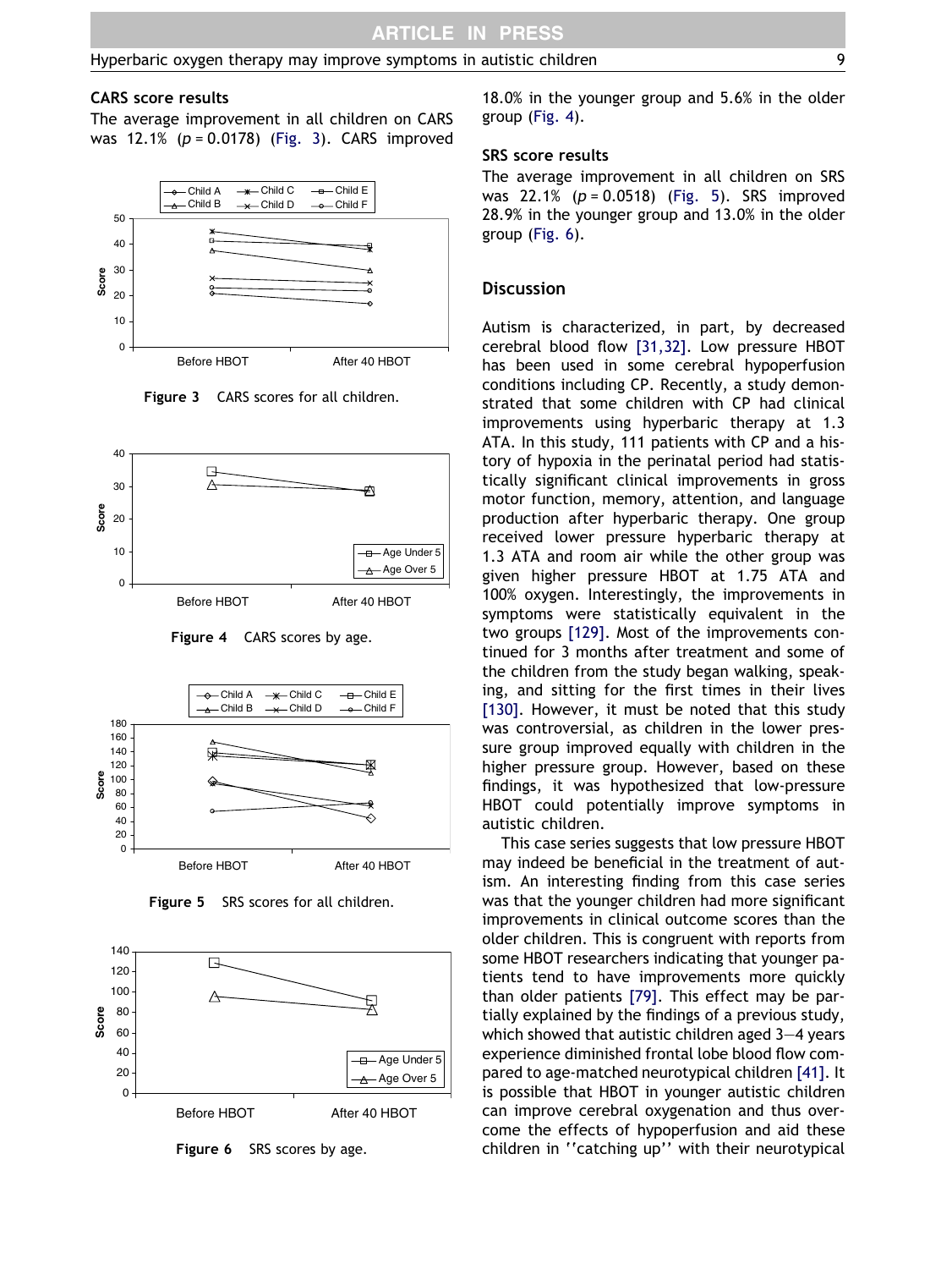### CARS score results

The average improvement in all children on CARS was 12.1% ($p = 0.0178$) (Fig. 3). CARS improved 18.0% in the younger group and 5.6% in the older group (Fig. 4).

Figure 3 CARS scores for all children.

Figure 4 CARS scores by age.

### SRS score results

The average improvement in all children on SRS was 22.1% ($p = 0.0518$) (Fig. 5). SRS improved 28.9% in the younger group and 13.0% in the older group (Fig. 6).

Figure 5 SRS scores for all children.

Figure 6 SRS scores by age.

## Discussion

Autism is characterized, in part, by decreased cerebral blood flow [31,32]. Low pressure HBOT has been used in some cerebral hypoperfusion conditions including CP. Recently, a study demonstrated that some children with CP had clinical improvements using hyperbaric therapy at 1.3 ATA. In this study, 111 patients with CP and a history of hypoxia in the perinatal period had statistically significant clinical improvements in gross motor function, memory, attention, and language production after hyperbaric therapy. One group received lower pressure hyperbaric therapy at 1.3 ATA and room air while the other group was given higher pressure HBOT at 1.75 ATA and 100% oxygen. Interestingly, the improvements in symptoms were statistically equivalent in the two groups [129]. Most of the improvements continued for 3 months after treatment and some of the children from the study began walking, speaking, and sitting for the first times in their lives [130]. However, it must be noted that this study was controversial, as children in the lower pressure group improved equally with children in the higher pressure group. However, based on these findings, it was hypothesized that low-pressure HBOT could potentially improve symptoms in autistic children.

This case series suggests that low pressure HBOT may indeed be beneficial in the treatment of autism. An interesting finding from this case series was that the younger children had more significant improvements in clinical outcome scores than the older children. This is congruent with reports from some HBOT researchers indicating that younger patients tend to have improvements more quickly than older patients [79]. This effect may be partially explained by the findings of a previous study, which showed that autistic children aged 3–4 years experience diminished frontal lobe blood flow compared to age-matched neurotypical children [41]. It is possible that HBOT in younger autistic children can improve cerebral oxygenation and thus overcome the effects of hypoperfusion and aid these children in ''catching up'' with their neurotypical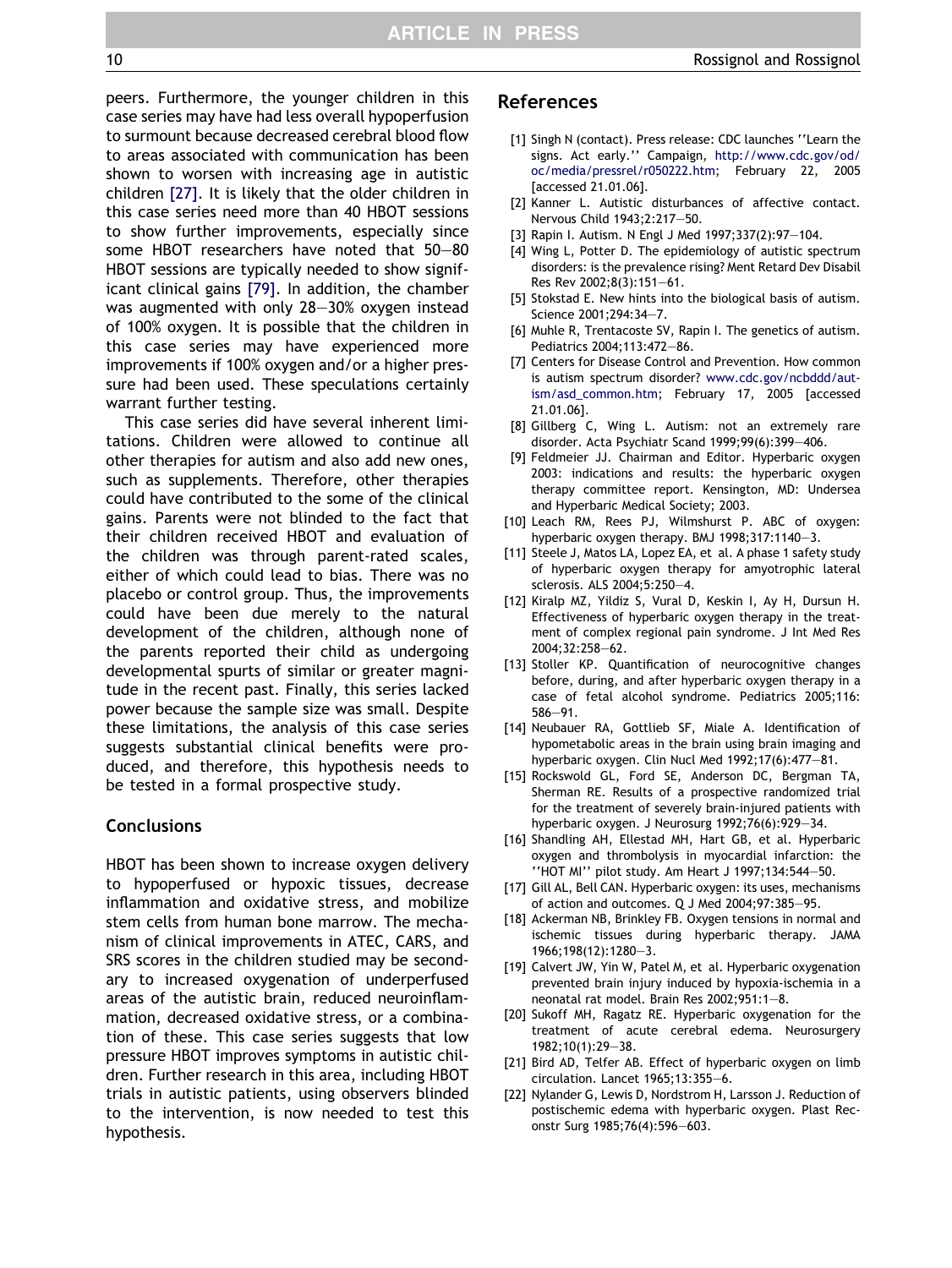peers. Furthermore, the younger children in this case series may have had less overall hypoperfusion to surmount because decreased cerebral blood flow to areas associated with communication has been shown to worsen with increasing age in autistic children [27]. It is likely that the older children in this case series need more than 40 HBOT sessions to show further improvements, especially since some HBOT researchers have noted that 50–80 HBOT sessions are typically needed to show significant clinical gains [79]. In addition, the chamber was augmented with only 28–30% oxygen instead of 100% oxygen. It is possible that the children in this case series may have experienced more improvements if 100% oxygen and/or a higher pressure had been used. These speculations certainly warrant further testing.

This case series did have several inherent limitations. Children were allowed to continue all other therapies for autism and also add new ones, such as supplements. Therefore, other therapies could have contributed to the some of the clinical gains. Parents were not blinded to the fact that their children received HBOT and evaluation of the children was through parent-rated scales, either of which could lead to bias. There was no placebo or control group. Thus, the improvements could have been due merely to the natural development of the children, although none of the parents reported their child as undergoing developmental spurts of similar or greater magnitude in the recent past. Finally, this series lacked power because the sample size was small. Despite these limitations, the analysis of this case series suggests substantial clinical benefits were produced, and therefore, this hypothesis needs to be tested in a formal prospective study.

## Conclusions

HBOT has been shown to increase oxygen delivery to hypoperfused or hypoxic tissues, decrease inflammation and oxidative stress, and mobilize stem cells from human bone marrow. The mechanism of clinical improvements in ATEC, CARS, and SRS scores in the children studied may be secondary to increased oxygenation of underperfused areas of the autistic brain, reduced neuroinflammation, decreased oxidative stress, or a combination of these. This case series suggests that low pressure HBOT improves symptoms in autistic children. Further research in this area, including HBOT trials in autistic patients, using observers blinded to the intervention, is now needed to test this hypothesis.

## References

[1] Singh N (contact). Press release: CDC launches ''Learn the signs. Act early.'' Campaign, http://www.cdc.gov/od/oc/media/pressrel/r050222.htm; February 22, 2005 [accessed 21.01.06].

[2] Kanner L. Autistic disturbances of affective contact. Nervous Child 1943;2:217–50.

[3] Rapin I. Autism. N Engl J Med 1997;337(2):97–104.

[4] Wing L, Potter D. The epidemiology of autistic spectrum disorders: is the prevalence rising? Ment Retard Dev Disabil Res Rev 2002;8(3):151–61.

[5] Stokstad E. New hints into the biological basis of autism. Science 2001;294:34–7.

[6] Muhle R, Trentacoste SV, Rapin I. The genetics of autism. Pediatrics 2004;113:472–86.

[7] Centers for Disease Control and Prevention. How common is autism spectrum disorder? www.cdc.gov/ncbddd/autism/asd_common.htm; February 17, 2005 [accessed 21.01.06].

[8] Gillberg C, Wing L. Autism: not an extremely rare disorder. Acta Psychiatr Scand 1999;99(6):399–406.

[9] Feldmeier JJ. Chairman and Editor. Hyperbaric oxygen 2003: indications and results: the hyperbaric oxygen therapy committee report. Kensington, MD: Undersea and Hyperbaric Medical Society; 2003.

[10] Leach RM, Rees PJ, Wilmshurst P. ABC of oxygen: hyperbaric oxygen therapy. BMJ 1998;317:1140–3.

[11] Steele J, Matos LA, Lopez EA, et al. A phase 1 safety study of hyperbaric oxygen therapy for amyotrophic lateral sclerosis. ALS 2004;5:250–4.

[12] Kiralp MZ, Yildiz S, Vural D, Keskin I, Ay H, Dursun H. Effectiveness of hyperbaric oxygen therapy in the treatment of complex regional pain syndrome. J Int Med Res 2004;32:258–62.

[13] Stoller KP. Quantification of neurocognitive changes before, during, and after hyperbaric oxygen therapy in a case of fetal alcohol syndrome. Pediatrics 2005;116:586–91.

[14] Neubauer RA, Gottlieb SF, Miale A. Identification of hypometabolic areas in the brain using brain imaging and hyperbaric oxygen. Clin Nucl Med 1992;17(6):477–81.

[15] Rockswold GL, Ford SE, Anderson DC, Bergman TA, Sherman RE. Results of a prospective randomized trial for the treatment of severely brain-injured patients with hyperbaric oxygen. J Neurosurg 1992;76(6):929–34.

[16] Shandling AH, Ellestad MH, Hart GB, et al. Hyperbaric oxygen and thrombolysis in myocardial infarction: the ''HOT MI'' pilot study. Am Heart J 1997;134:544–50.

[17] Gill AL, Bell CAN. Hyperbaric oxygen: its uses, mechanisms of action and outcomes. Q J Med 2004;97:385–95.

[18] Ackerman NB, Brinkley FB. Oxygen tensions in normal and ischemic tissues during hyperbaric therapy. JAMA 1966;198(12):1280–3.

[19] Calvert JW, Yin W, Patel M, et al. Hyperbaric oxygenation prevented brain injury induced by hypoxia-ischemia in a neonatal rat model. Brain Res 2002;951:1–8.

[20] Sukoff MH, Ragatz RE. Hyperbaric oxygenation for the treatment of acute cerebral edema. Neurosurgery 1982;10(1):29–38.

[21] Bird AD, Telfer AB. Effect of hyperbaric oxygen on limb circulation. Lancet 1965;13:355–6.

[22] Nylander G, Lewis D, Nordstrom H, Larsson J. Reduction of postischemic edema with hyperbaric oxygen. Plast Reconstr Surg 1985;76(4):596–603.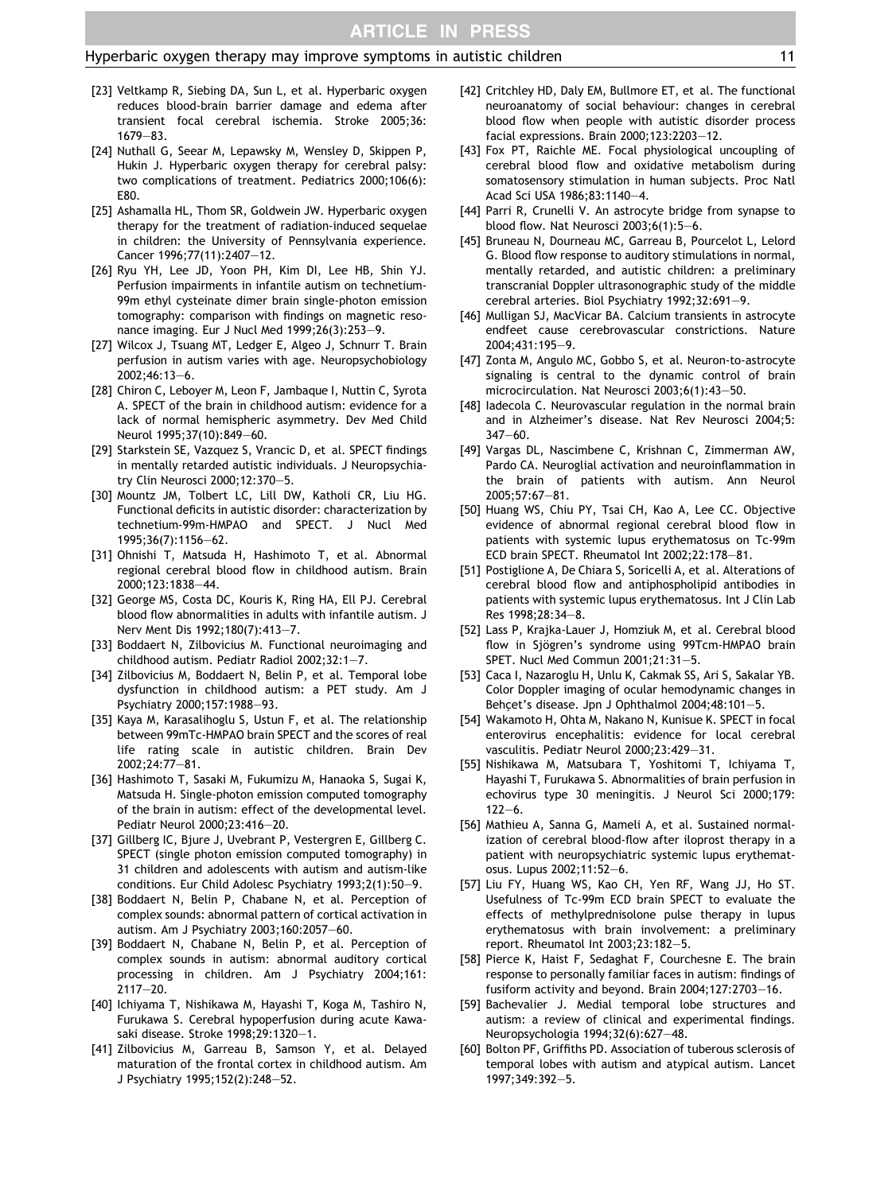[23] Veltkamp R, Siebing DA, Sun L, et al. Hyperbaric oxygen reduces blood-brain barrier damage and edema after transient focal cerebral ischemia. Stroke 2005;36: 1679–83.

[24] Nuthall G, Seear M, Lepawsky M, Wensley D, Skippen P, Hukin J. Hyperbaric oxygen therapy for cerebral palsy: two complications of treatment. Pediatrics 2000;106(6): E80.

[25] Ashamalla HL, Thom SR, Goldwein JW. Hyperbaric oxygen therapy for the treatment of radiation-induced sequelae in children: the University of Pennsylvania experience. Cancer 1996;77(11):2407–12.

[26] Ryu YH, Lee JD, Yoon PH, Kim DI, Lee HB, Shin YJ. Perfusion impairments in infantile autism on technetium-99m ethyl cysteinate dimer brain single-photon emission tomography: comparison with findings on magnetic resonance imaging. Eur J Nucl Med 1999;26(3):253–9.

[27] Wilcox J, Tsuang MT, Ledger E, Algeo J, Schnurr T. Brain perfusion in autism varies with age. Neuropsychobiology 2002;46:13–6.

[28] Chiron C, Leboyer M, Leon F, Jambaque I, Nuttin C, Syrota A. SPECT of the brain in childhood autism: evidence for a lack of normal hemispheric asymmetry. Dev Med Child Neurol 1995;37(10):849–60.

[29] Starkstein SE, Vazquez S, Vrancic D, et al. SPECT findings in mentally retarded autistic individuals. J Neuropsychiatry Clin Neurosci 2000;12:370–5.

[30] Mountz JM, Tolbert LC, Lill DW, Katholi CR, Liu HG. Functional deficits in autistic disorder: characterization by technetium-99m-HMPAO and SPECT. J Nucl Med 1995;36(7):1156–62.

[31] Ohnishi T, Matsuda H, Hashimoto T, et al. Abnormal regional cerebral blood flow in childhood autism. Brain 2000;123:1838–44.

[32] George MS, Costa DC, Kouris K, Ring HA, Ell PJ. Cerebral blood flow abnormalities in adults with infantile autism. J Nerv Ment Dis 1992;180(7):413–7.

[33] Boddaert N, Zilbovicius M. Functional neuroimaging and childhood autism. Pediatr Radiol 2002;32:1–7.

[34] Zilbovicius M, Boddaert N, Belin P, et al. Temporal lobe dysfunction in childhood autism: a PET study. Am J Psychiatry 2000;157:1988–93.

[35] Kaya M, Karasalihoglu S, Ustun F, et al. The relationship between 99mTc-HMPAO brain SPECT and the scores of real life rating scale in autistic children. Brain Dev 2002;24:77–81.

[36] Hashimoto T, Sasaki M, Fukumizu M, Hanaoka S, Sugai K, Matsuda H. Single-photon emission computed tomography of the brain in autism: effect of the developmental level. Pediatr Neurol 2000;23:416–20.

[37] Gillberg IC, Bjure J, Uvebrant P, Vestergren E, Gillberg C. SPECT (single photon emission computed tomography) in 31 children and adolescents with autism and autism-like conditions. Eur Child Adolesc Psychiatry 1993;2(1):50–9.

[38] Boddaert N, Belin P, Chabane N, et al. Perception of complex sounds: abnormal pattern of cortical activation in autism. Am J Psychiatry 2003;160:2057–60.

[39] Boddaert N, Chabane N, Belin P, et al. Perception of complex sounds in autism: abnormal auditory cortical processing in children. Am J Psychiatry 2004;161: 2117–20.

[40] Ichiyama T, Nishikawa M, Hayashi T, Koga M, Tashiro N, Furukawa S. Cerebral hypoperfusion during acute Kawasaki disease. Stroke 1998;29:1320–1.

[41] Zilbovicius M, Garreau B, Samson Y, et al. Delayed maturation of the frontal cortex in childhood autism. Am J Psychiatry 1995;152(2):248–52.

[42] Critchley HD, Daly EM, Bullmore ET, et al. The functional neuroanatomy of social behaviour: changes in cerebral blood flow when people with autistic disorder process facial expressions. Brain 2000;123:2203–12.

[43] Fox PT, Raichle ME. Focal physiological uncoupling of cerebral blood flow and oxidative metabolism during somatosensory stimulation in human subjects. Proc Natl Acad Sci USA 1986;83:1140–4.

[44] Parri R, Crunelli V. An astrocyte bridge from synapse to blood flow. Nat Neurosci 2003;6(1):5–6.

[45] Bruneau N, Dourneau MC, Garreau B, Pourcelot L, Lelord G. Blood flow response to auditory stimulations in normal, mentally retarded, and autistic children: a preliminary transcranial Doppler ultrasonographic study of the middle cerebral arteries. Biol Psychiatry 1992;32:691–9.

[46] Mulligan SJ, MacVicar BA. Calcium transients in astrocyte endfeet cause cerebrovascular constrictions. Nature 2004;431:195–9.

[47] Zonta M, Angulo MC, Gobbo S, et al. Neuron-to-astrocyte signaling is central to the dynamic control of brain microcirculation. Nat Neurosci 2003;6(1):43–50.

[48] Iadecola C. Neurovascular regulation in the normal brain and in Alzheimer's disease. Nat Rev Neurosci 2004;5: 347–60.

[49] Vargas DL, Nascimbene C, Krishnan C, Zimmerman AW, Pardo CA. Neuroglial activation and neuroinflammation in the brain of patients with autism. Ann Neurol 2005;57:67–81.

[50] Huang WS, Chiu PY, Tsai CH, Kao A, Lee CC. Objective evidence of abnormal regional cerebral blood flow in patients with systemic lupus erythematosus on Tc-99m ECD brain SPECT. Rheumatol Int 2002;22:178–81.

[51] Postiglione A, De Chiara S, Soricelli A, et al. Alterations of cerebral blood flow and antiphospholipid antibodies in patients with systemic lupus erythematosus. Int J Clin Lab Res 1998;28:34–8.

[52] Lass P, Krajka-Lauer J, Homziuk M, et al. Cerebral blood flow in Sjögren's syndrome using 99Tcm-HMPAO brain SPET. Nucl Med Commun 2001;21:31–5.

[53] Caca I, Nazaroglu H, Unlu K, Cakmak SS, Ari S, Sakalar YB. Color Doppler imaging of ocular hemodynamic changes in Behçet's disease. Jpn J Ophthalmol 2004;48:101–5.

[54] Wakamoto H, Ohta M, Nakano N, Kunisue K. SPECT in focal enterovirus encephalitis: evidence for local cerebral vasculitis. Pediatr Neurol 2000;23:429–31.

[55] Nishikawa M, Matsubara T, Yoshitomi T, Ichiyama T, Hayashi T, Furukawa S. Abnormalities of brain perfusion in echovirus type 30 meningitis. J Neurol Sci 2000;179: 122–6.

[56] Mathieu A, Sanna G, Mameli A, et al. Sustained normalization of cerebral blood-flow after iloprost therapy in a patient with neuropsychiatric systemic lupus erythematosus. Lupus 2002;11:52–6.

[57] Liu FY, Huang WS, Kao CH, Yen RF, Wang JJ, Ho ST. Usefulness of Tc-99m ECD brain SPECT to evaluate the effects of methylprednisolone pulse therapy in lupus erythematosus with brain involvement: a preliminary report. Rheumatol Int 2003;23:182–5.

[58] Pierce K, Haist F, Sedaghat F, Courchesne E. The brain response to personally familiar faces in autism: findings of fusiform activity and beyond. Brain 2004;127:2703–16.

[59] Bachevalier J. Medial temporal lobe structures and autism: a review of clinical and experimental findings. Neuropsychologia 1994;32(6):627–48.

[60] Bolton PF, Griffiths PD. Association of tuberous sclerosis of temporal lobes with autism and atypical autism. Lancet 1997;349:392–5.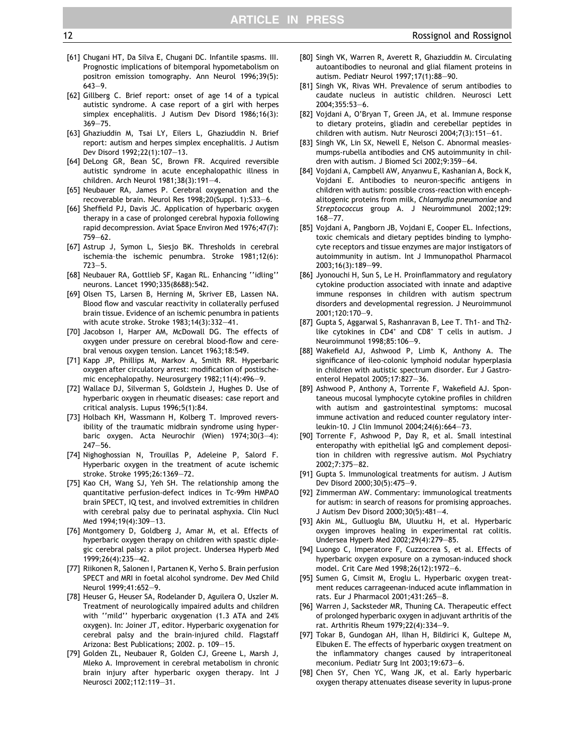[61] Chugani HT, Da Silva E, Chugani DC. Infantile spasms. III. Prognostic implications of bitemporal hypometabolism on positron emission tomography. Ann Neurol 1996;39(5): 643—9.

[62] Gillberg C. Brief report: onset of age 14 of a typical autistic syndrome. A case report of a girl with herpes simplex encephalitis. J Autism Dev Disord 1986;16(3): 369—75.

[63] Ghaziuddin M, Tsai LY, Eilers L, Ghaziuddin N. Brief report: autism and herpes simplex encephalitis. J Autism Dev Disord 1992;22(1):107—13.

[64] DeLong GR, Bean SC, Brown FR. Acquired reversible autistic syndrome in acute encephalopathic illness in children. Arch Neurol 1981;38(3):191—4.

[65] Neubauer RA, James P. Cerebral oxygenation and the recoverable brain. Neurol Res 1998;20(Suppl. 1):S33—6.

[66] Sheffield PJ, Davis JC. Application of hyperbaric oxygen therapy in a case of prolonged cerebral hypoxia following rapid decompression. Aviat Space Environ Med 1976;47(7): 759—62.

[67] Astrup J, Symon L, Siesjo BK. Thresholds in cerebral ischemia–the ischemic penumbra. Stroke 1981;12(6): 723—5.

[68] Neubauer RA, Gottlieb SF, Kagan RL. Enhancing ''idling'' neurons. Lancet 1990;335(8688):542.

[69] Olsen TS, Larsen B, Herning M, Skriver EB, Lassen NA. Blood flow and vascular reactivity in collaterally perfused brain tissue. Evidence of an ischemic penumbra in patients with acute stroke. Stroke 1983;14(3):332—41.

[70] Jacobson I, Harper AM, McDowall DG. The effects of oxygen under pressure on cerebral blood-flow and cerebral venous oxygen tension. Lancet 1963;18:549.

[71] Kapp JP, Phillips M, Markov A, Smith RR. Hyperbaric oxygen after circulatory arrest: modification of postischemic encephalopathy. Neurosurgery 1982;11(4):496—9.

[72] Wallace DJ, Silverman S, Goldstein J, Hughes D. Use of hyperbaric oxygen in rheumatic diseases: case report and critical analysis. Lupus 1996;5(1):84.

[73] Holbach KH, Wassmann H, Kolberg T. Improved reversibility of the traumatic midbrain syndrome using hyperbaric oxygen. Acta Neurochir (Wien) 1974;30(3—4): 247—56.

[74] Nighoghossian N, Trouillas P, Adeleine P, Salord F. Hyperbaric oxygen in the treatment of acute ischemic stroke. Stroke 1995;26:1369—72.

[75] Kao CH, Wang SJ, Yeh SH. The relationship among the quantitative perfusion-defect indices in Tc-99m HMPAO brain SPECT, IQ test, and involved extremities in children with cerebral palsy due to perinatal asphyxia. Clin Nucl Med 1994;19(4):309—13.

[76] Montgomery D, Goldberg J, Amar M, et al. Effects of hyperbaric oxygen therapy on children with spastic diplegic cerebral palsy: a pilot project. Undersea Hyperb Med 1999;26(4):235—42.

[77] Riikonen R, Salonen I, Partanen K, Verho S. Brain perfusion SPECT and MRI in foetal alcohol syndrome. Dev Med Child Neurol 1999;41:652—9.

[78] Heuser G, Heuser SA, Rodelander D, Aguilera O, Uszler M. Treatment of neurologically impaired adults and children with ''mild'' hyperbaric oxygenation (1.3 ATA and 24% oxygen). In: Joiner JT, editor. Hyperbaric oxygenation for cerebral palsy and the brain-injured child. Flagstaff Arizona: Best Publications; 2002. p. 109—15.

[79] Golden ZL, Neubauer R, Golden CJ, Greene L, Marsh J, Mleko A. Improvement in cerebral metabolism in chronic brain injury after hyperbaric oxygen therapy. Int J Neurosci 2002;112:119—31.

[80] Singh VK, Warren R, Averett R, Ghaziuddin M. Circulating autoantibodies to neuronal and glial filament proteins in autism. Pediatr Neurol 1997;17(1):88—90.

[81] Singh VK, Rivas WH. Prevalence of serum antibodies to caudate nucleus in autistic children. Neurosci Lett 2004;355:53—6.

[82] Vojdani A, O'Bryan T, Green JA, et al. Immune response to dietary proteins, gliadin and cerebellar peptides in children with autism. Nutr Neurosci 2004;7(3):151—61.

[83] Singh VK, Lin SX, Newell E, Nelson C. Abnormal measles-mumps-rubella antibodies and CNS autoimmunity in children with autism. J Biomed Sci 2002;9:359—64.

[84] Vojdani A, Campbell AW, Anyanwu E, Kashanian A, Bock K, Vojdani E. Antibodies to neuron-specific antigens in children with autism: possible cross-reaction with encephalitogenic proteins from milk, *Chlamydia pneumoniae* and *Streptococcus* group A. J Neuroimmunol 2002;129: 168—77.

[85] Vojdani A, Pangborn JB, Vojdani E, Cooper EL. Infections, toxic chemicals and dietary peptides binding to lymphocyte receptors and tissue enzymes are major instigators of autoimmunity in autism. Int J Immunopathol Pharmacol 2003;16(3):189—99.

[86] Jyonouchi H, Sun S, Le H. Proinflammatory and regulatory cytokine production associated with innate and adaptive immune responses in children with autism spectrum disorders and developmental regression. J Neuroimmunol 2001;120:170—9.

[87] Gupta S, Aggarwal S, Rashanravan B, Lee T. Th1- and Th2-like cytokines in $CD4^{+}$ and $CD8^{+}$ T cells in autism. J Neuroimmunol 1998;85:106—9.

[88] Wakefield AJ, Ashwood P, Limb K, Anthony A. The significance of ileo-colonic lymphoid nodular hyperplasia in children with autistic spectrum disorder. Eur J Gastroenterol Hepatol 2005;17:827—36.

[89] Ashwood P, Anthony A, Torrente F, Wakefield AJ. Spontaneous mucosal lymphocyte cytokine profiles in children with autism and gastrointestinal symptoms: mucosal immune activation and reduced counter regulatory interleukin-10. J Clin Immunol 2004;24(6):664—73.

[90] Torrente F, Ashwood P, Day R, et al. Small intestinal enteropathy with epithelial IgG and complement deposition in children with regressive autism. Mol Psychiatry 2002;7:375—82.

[91] Gupta S. Immunological treatments for autism. J Autism Dev Disord 2000;30(5):475—9.

[92] Zimmerman AW. Commentary: immunological treatments for autism: in search of reasons for promising approaches. J Autism Dev Disord 2000;30(5):481—4.

[93] Akin ML, Gulluoglu BM, Uluutku H, et al. Hyperbaric oxygen improves healing in experimental rat colitis. Undersea Hyperb Med 2002;29(4):279—85.

[94] Luongo C, Imperatore F, Cuzzocrea S, et al. Effects of hyperbaric oxygen exposure on a zymosan-induced shock model. Crit Care Med 1998;26(12):1972—6.

[95] Sumen G, Cimsit M, Eroglu L. Hyperbaric oxygen treatment reduces carrageenan-induced acute inflammation in rats. Eur J Pharmacol 2001;431:265—8.

[96] Warren J, Sacksteder MR, Thuning CA. Therapeutic effect of prolonged hyperbaric oxygen in adjuvant arthritis of the rat. Arthritis Rheum 1979;22(4):334—9.

[97] Tokar B, Gundogan AH, Ilhan H, Bildirici K, Gultepe M, Elbuken E. The effects of hyperbaric oxygen treatment on the inflammatory changes caused by intraperitoneal meconium. Pediatr Surg Int 2003;19:673—6.

[98] Chen SY, Chen YC, Wang JK, et al. Early hyperbaric oxygen therapy attenuates disease severity in lupus-prone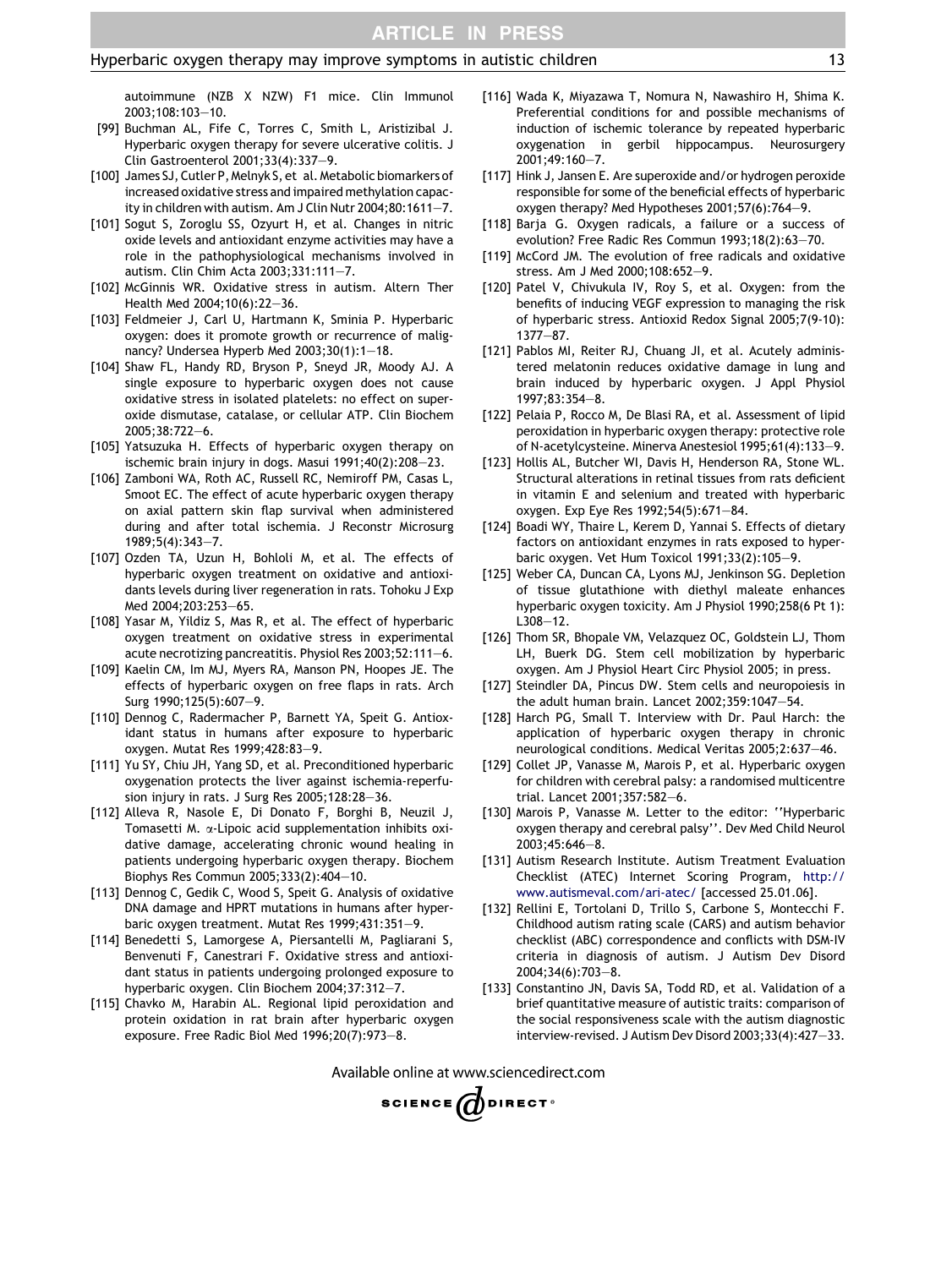autoimmune (NZB X NZW) F1 mice. Clin Immunol 2003;108:103–10.

[99] Buchman AL, Fife C, Torres C, Smith L, Aristizibal J. Hyperbaric oxygen therapy for severe ulcerative colitis. J Clin Gastroenterol 2001;33(4):337–9.

[100] James SJ, Cutler P, Melnyk S, et al. Metabolic biomarkers of increased oxidative stress and impaired methylation capacity in children with autism. Am J Clin Nutr 2004;80:1611–7.

[101] Sogut S, Zoroglu SS, Ozyurt H, et al. Changes in nitric oxide levels and antioxidant enzyme activities may have a role in the pathophysiological mechanisms involved in autism. Clin Chim Acta 2003;331:111–7.

[102] McGinnis WR. Oxidative stress in autism. Altern Ther Health Med 2004;10(6):22–36.

[103] Feldmeier J, Carl U, Hartmann K, Sminia P. Hyperbaric oxygen: does it promote growth or recurrence of malignancy? Undersea Hyperb Med 2003;30(1):1–18.

[104] Shaw FL, Handy RD, Bryson P, Sneyd JR, Moody AJ. A single exposure to hyperbaric oxygen does not cause oxidative stress in isolated platelets: no effect on superoxide dismutase, catalase, or cellular ATP. Clin Biochem 2005;38:722–6.

[105] Yatsuzuka H. Effects of hyperbaric oxygen therapy on ischemic brain injury in dogs. Masui 1991;40(2):208–23.

[106] Zamboni WA, Roth AC, Russell RC, Nemiroff PM, Casas L, Smoot EC. The effect of acute hyperbaric oxygen therapy on axial pattern skin flap survival when administered during and after total ischemia. J Reconstr Microsurg 1989;5(4):343–7.

[107] Ozden TA, Uzun H, Bohloli M, et al. The effects of hyperbaric oxygen treatment on oxidative and antioxidants levels during liver regeneration in rats. Tohoku J Exp Med 2004;203:253–65.

[108] Yasar M, Yildiz S, Mas R, et al. The effect of hyperbaric oxygen treatment on oxidative stress in experimental acute necrotizing pancreatitis. Physiol Res 2003;52:111–6.

[109] Kaelin CM, Im MJ, Myers RA, Manson PN, Hoopes JE. The effects of hyperbaric oxygen on free flaps in rats. Arch Surg 1990;125(5):607–9.

[110] Dennog C, Radermacher P, Barnett YA, Speit G. Antioxidant status in humans after exposure to hyperbaric oxygen. Mutat Res 1999;428:83–9.

[111] Yu SY, Chiu JH, Yang SD, et al. Preconditioned hyperbaric oxygenation protects the liver against ischemia-reperfusion injury in rats. J Surg Res 2005;128:28–36.

[112] Alleva R, Nasole E, Di Donato F, Borghi B, Neuzil J, Tomasetti M. α-Lipoic acid supplementation inhibits oxidative damage, accelerating chronic wound healing in patients undergoing hyperbaric oxygen therapy. Biochem Biophys Res Commun 2005;333(2):404–10.

[113] Dennog C, Gedik C, Wood S, Speit G. Analysis of oxidative DNA damage and HPRT mutations in humans after hyperbaric oxygen treatment. Mutat Res 1999;431:351–9.

[114] Benedetti S, Lamorgese A, Piersantelli M, Pagliarani S, Benvenuti F, Canestrari F. Oxidative stress and antioxidant status in patients undergoing prolonged exposure to hyperbaric oxygen. Clin Biochem 2004;37:312–7.

[115] Chavko M, Harabin AL. Regional lipid peroxidation and protein oxidation in rat brain after hyperbaric oxygen exposure. Free Radic Biol Med 1996;20(7):973–8.

[116] Wada K, Miyazawa T, Nomura N, Nawashiro H, Shima K. Preferential conditions for and possible mechanisms of induction of ischemic tolerance by repeated hyperbaric oxygenation in gerbil hippocampus. Neurosurgery 2001;49:160–7.

[117] Hink J, Jansen E. Are superoxide and/or hydrogen peroxide responsible for some of the beneficial effects of hyperbaric oxygen therapy? Med Hypotheses 2001;57(6):764–9.

[118] Barja G. Oxygen radicals, a failure or a success of evolution? Free Radic Res Commun 1993;18(2):63–70.

[119] McCord JM. The evolution of free radicals and oxidative stress. Am J Med 2000;108:652–9.

[120] Patel V, Chivukula IV, Roy S, et al. Oxygen: from the benefits of inducing VEGF expression to managing the risk of hyperbaric stress. Antioxid Redox Signal 2005;7(9-10): 1377–87.

[121] Pablos MI, Reiter RJ, Chuang JI, et al. Acutely administered melatonin reduces oxidative damage in lung and brain induced by hyperbaric oxygen. J Appl Physiol 1997;83:354–8.

[122] Pelaia P, Rocco M, De Blasi RA, et al. Assessment of lipid peroxidation in hyperbaric oxygen therapy: protective role of N-acetylcysteine. Minerva Anestesiol 1995;61(4):133–9.

[123] Hollis AL, Butcher WI, Davis H, Henderson RA, Stone WL. Structural alterations in retinal tissues from rats deficient in vitamin E and selenium and treated with hyperbaric oxygen. Exp Eye Res 1992;54(5):671–84.

[124] Boadi WY, Thaire L, Kerem D, Yannai S. Effects of dietary factors on antioxidant enzymes in rats exposed to hyperbaric oxygen. Vet Hum Toxicol 1991;33(2):105–9.

[125] Weber CA, Duncan CA, Lyons MJ, Jenkinson SG. Depletion of tissue glutathione with diethyl maleate enhances hyperbaric oxygen toxicity. Am J Physiol 1990;258(6 Pt 1): L308–12.

[126] Thom SR, Bhopale VM, Velazquez OC, Goldstein LJ, Thom LH, Buerk DG. Stem cell mobilization by hyperbaric oxygen. Am J Physiol Heart Circ Physiol 2005; in press.

[127] Steindler DA, Pincus DW. Stem cells and neuropoiesis in the adult human brain. Lancet 2002;359:1047–54.

[128] Harch PG, Small T. Interview with Dr. Paul Harch: the application of hyperbaric oxygen therapy in chronic neurological conditions. Medical Veritas 2005;2:637–46.

[129] Collet JP, Vanasse M, Marois P, et al. Hyperbaric oxygen for children with cerebral palsy: a randomised multicentre trial. Lancet 2001;357:582–6.

[130] Marois P, Vanasse M. Letter to the editor: ''Hyperbaric oxygen therapy and cerebral palsy''. Dev Med Child Neurol 2003;45:646–8.

[131] Autism Research Institute. Autism Treatment Evaluation Checklist (ATEC) Internet Scoring Program, http://www.autismeval.com/ari-atec/ [accessed 25.01.06].

[132] Rellini E, Tortolani D, Trillo S, Carbone S, Montecchi F. Childhood autism rating scale (CARS) and autism behavior checklist (ABC) correspondence and conflicts with DSM-IV criteria in diagnosis of autism. J Autism Dev Disord 2004;34(6):703–8.

[133] Constantino JN, Davis SA, Todd RD, et al. Validation of a brief quantitative measure of autistic traits: comparison of the social responsiveness scale with the autism diagnostic interview-revised. J Autism Dev Disord 2003;33(4):427–33.

Available online at www.sciencedirect.com